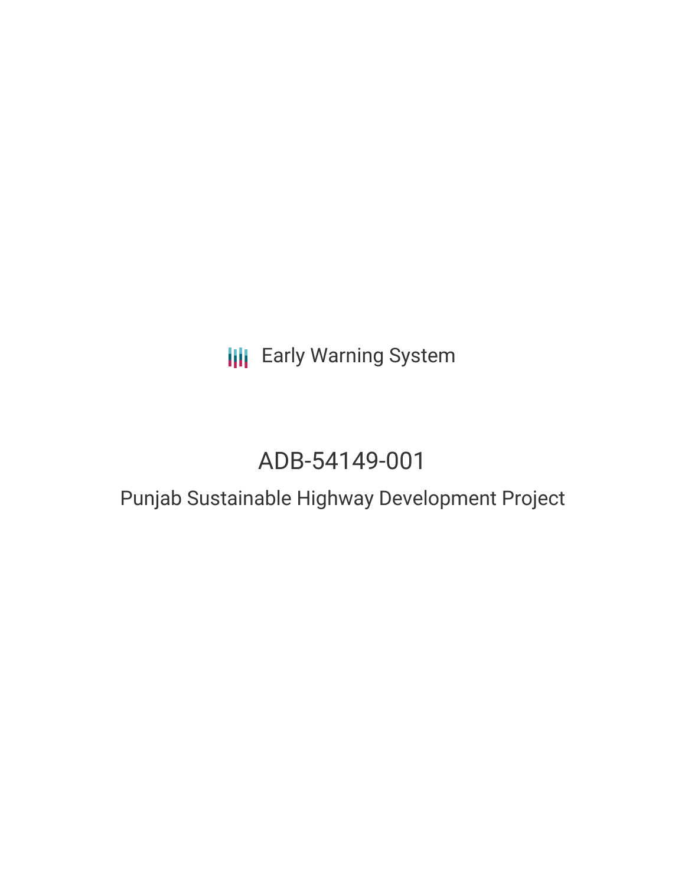Early Warning System

# ADB-54149-001

## Punjab Sustainable Highway Development Project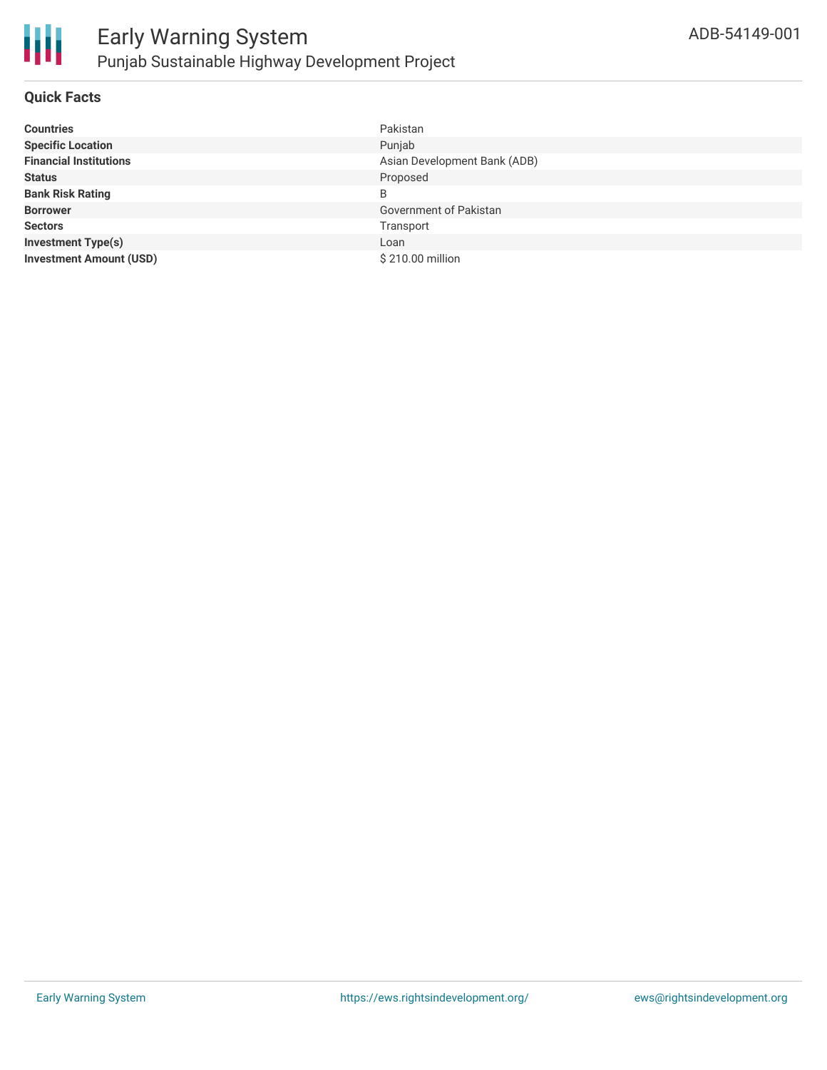## Quick Facts

| | |
|---|---|
| **Countries** | Pakistan |
| **Specific Location** | Punjab |
| **Financial Institutions** | Asian Development Bank (ADB) |
| **Status** | Proposed |
| **Bank Risk Rating** | B |
| **Borrower** | Government of Pakistan |
| **Sectors** | Transport |
| **Investment Type(s)** | Loan |
| **Investment Amount (USD)** | $ 210.00 million |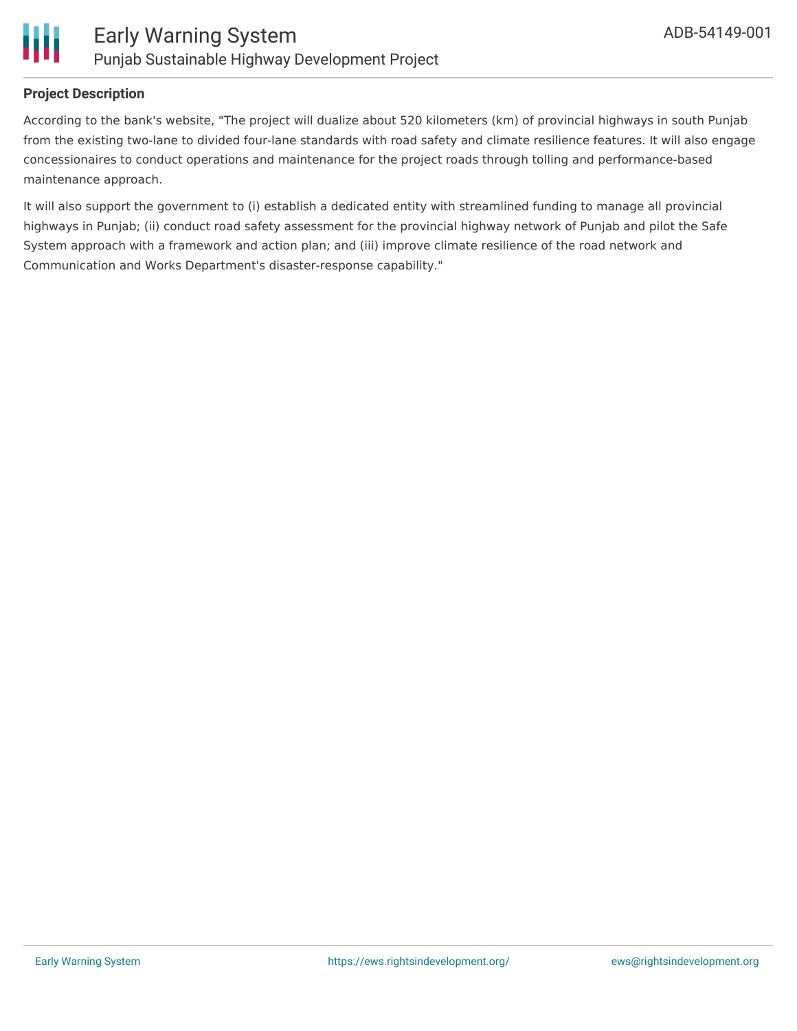**Project Description**

According to the bank's website, "The project will dualize about 520 kilometers (km) of provincial highways in south Punjab from the existing two-lane to divided four-lane standards with road safety and climate resilience features. It will also engage concessionaires to conduct operations and maintenance for the project roads through tolling and performance-based maintenance approach.

It will also support the government to (i) establish a dedicated entity with streamlined funding to manage all provincial highways in Punjab; (ii) conduct road safety assessment for the provincial highway network of Punjab and pilot the Safe System approach with a framework and action plan; and (iii) improve climate resilience of the road network and Communication and Works Department's disaster-response capability."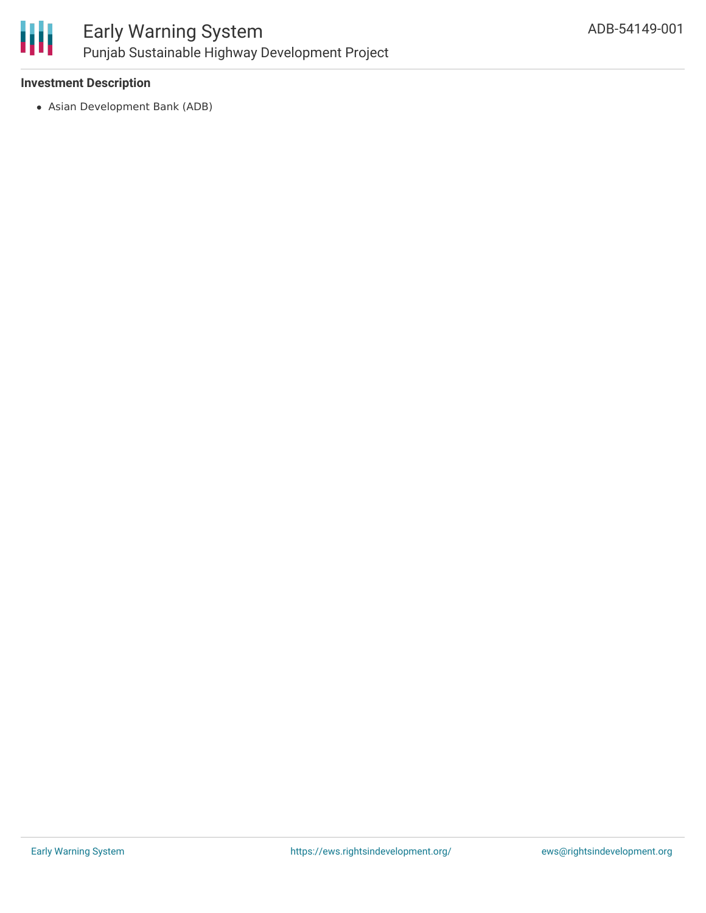### Investment Description

- Asian Development Bank (ADB)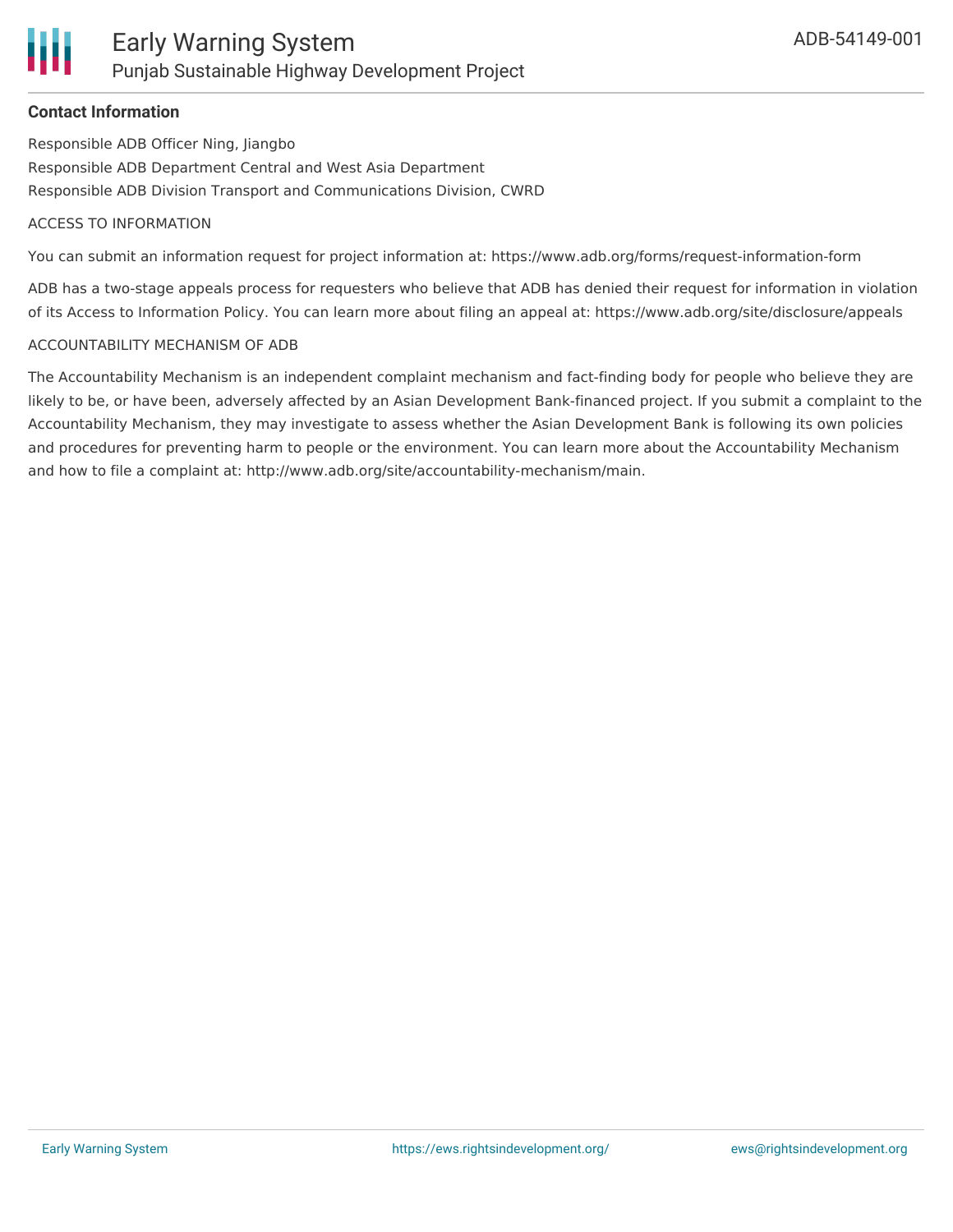**Contact Information**

Responsible ADB Officer Ning, Jiangbo

Responsible ADB Department Central and West Asia Department

Responsible ADB Division Transport and Communications Division, CWRD

ACCESS TO INFORMATION

You can submit an information request for project information at: https://www.adb.org/forms/request-information-form

ADB has a two-stage appeals process for requesters who believe that ADB has denied their request for information in violation of its Access to Information Policy. You can learn more about filing an appeal at: https://www.adb.org/site/disclosure/appeals

ACCOUNTABILITY MECHANISM OF ADB

The Accountability Mechanism is an independent complaint mechanism and fact-finding body for people who believe they are likely to be, or have been, adversely affected by an Asian Development Bank-financed project. If you submit a complaint to the Accountability Mechanism, they may investigate to assess whether the Asian Development Bank is following its own policies and procedures for preventing harm to people or the environment. You can learn more about the Accountability Mechanism and how to file a complaint at: http://www.adb.org/site/accountability-mechanism/main.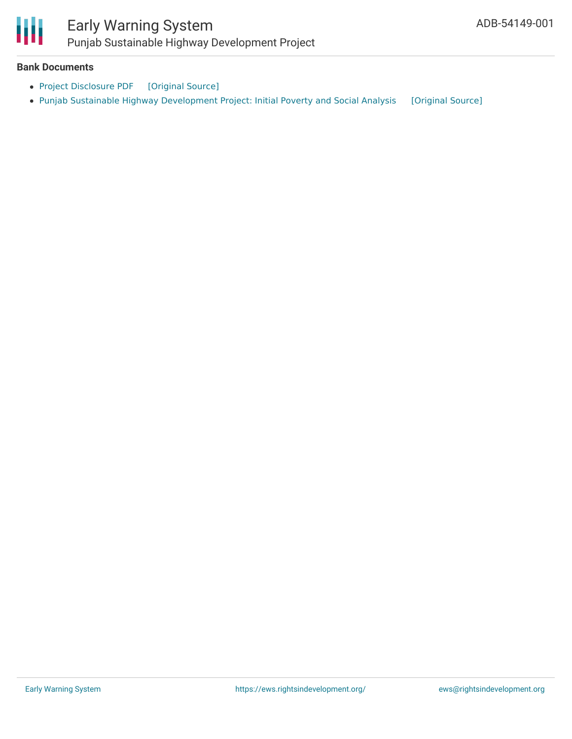**Bank Documents**

- Project Disclosure PDF [Original Source]
- Punjab Sustainable Highway Development Project: Initial Poverty and Social Analysis [Original Source]